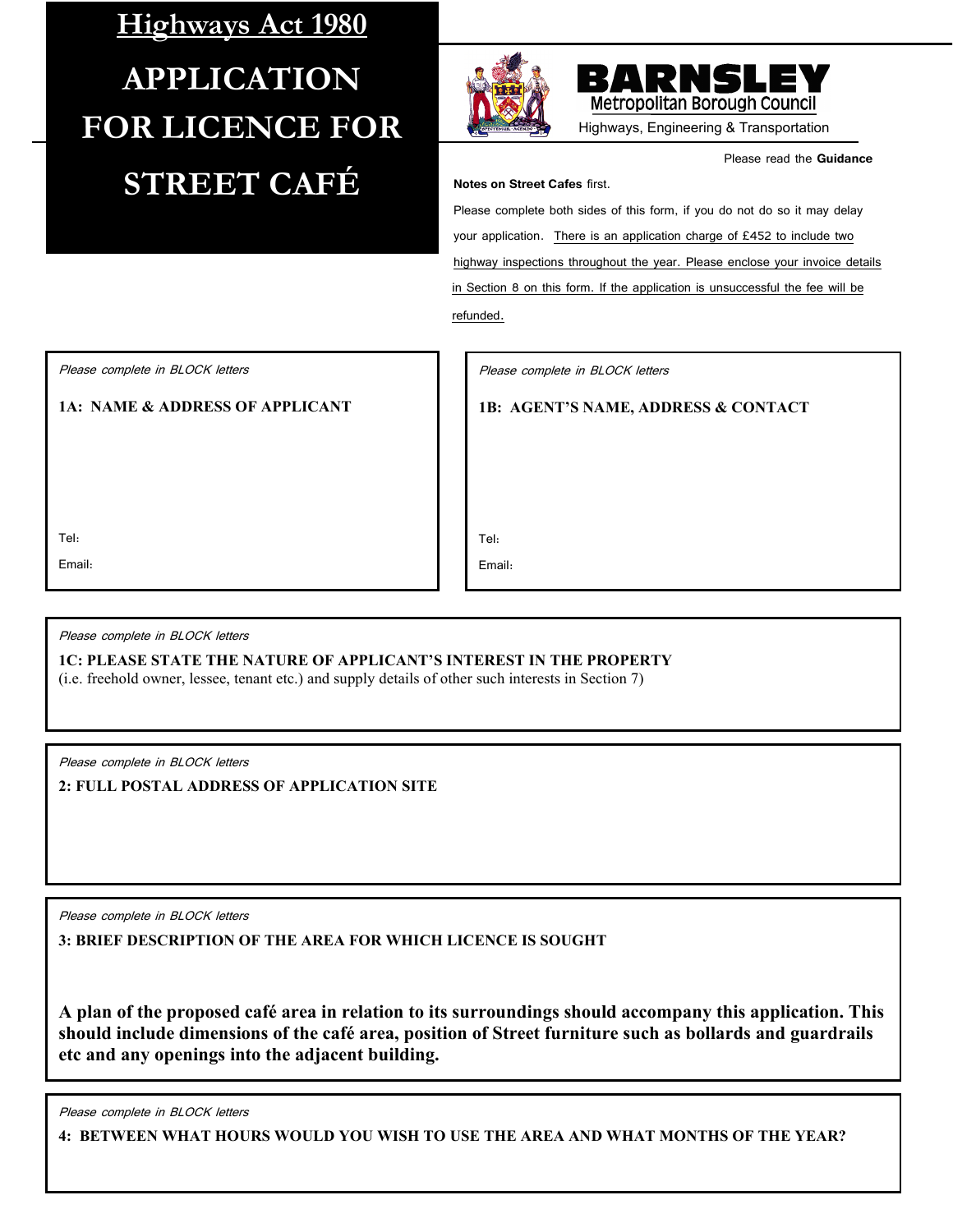# Highways Act 1980

# APPLICATION FOR LICENCE FOR STREET CAFÉ

**BARNSLEY**
Metropolitan Borough Council
Highways, Engineering & Transportation

Please read the **Guidance Notes on Street Cafes** first.

Please complete both sides of this form, if you do not do so it may delay your application. There is an application charge of £452 to include two highway inspections throughout the year. Please enclose your invoice details in Section 8 on this form. If the application is unsuccessful the fee will be refunded.

*Please complete in BLOCK letters*

**1A: NAME & ADDRESS OF APPLICANT**

Tel:

Email:

*Please complete in BLOCK letters*

**1B: AGENT'S NAME, ADDRESS & CONTACT**

Tel:

Email:

*Please complete in BLOCK letters*

**1C: PLEASE STATE THE NATURE OF APPLICANT'S INTEREST IN THE PROPERTY**
(i.e. freehold owner, lessee, tenant etc.) and supply details of other such interests in Section 7)

*Please complete in BLOCK letters*

**2: FULL POSTAL ADDRESS OF APPLICATION SITE**

*Please complete in BLOCK letters*

**3: BRIEF DESCRIPTION OF THE AREA FOR WHICH LICENCE IS SOUGHT**

**A plan of the proposed café area in relation to its surroundings should accompany this application. This should include dimensions of the café area, position of Street furniture such as bollards and guardrails etc and any openings into the adjacent building.**

*Please complete in BLOCK letters*

**4: BETWEEN WHAT HOURS WOULD YOU WISH TO USE THE AREA AND WHAT MONTHS OF THE YEAR?**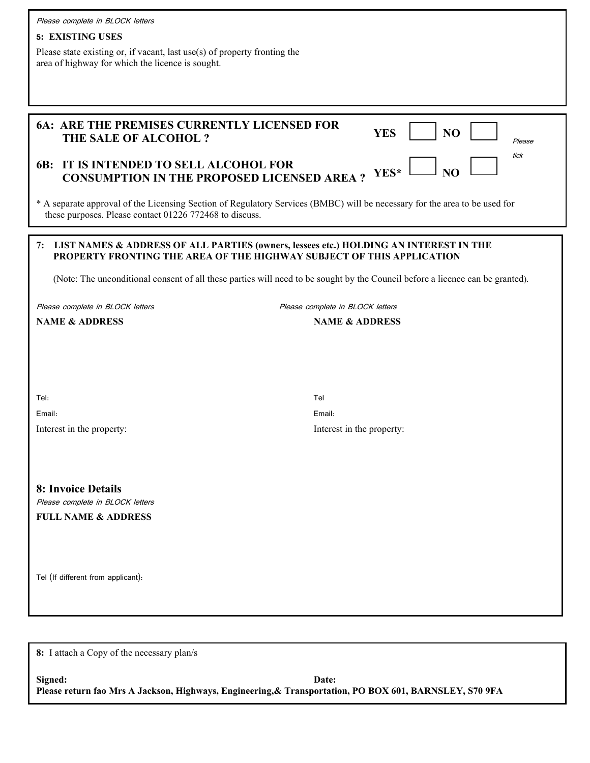*Please complete in BLOCK letters*

**5: EXISTING USES**

Please state existing or, if vacant, last use(s) of property fronting the area of highway for which the licence is sought.

## 6A: ARE THE PREMISES CURRENTLY LICENSED FOR THE SALE OF ALCOHOL ? **YES** ☐ **NO** ☐

*Please tick*

## 6B: IT IS INTENDED TO SELL ALCOHOL FOR CONSUMPTION IN THE PROPOSED LICENSED AREA ? **YES*** ☐ **NO** ☐

* A separate approval of the Licensing Section of Regulatory Services (BMBC) will be necessary for the area to be used for these purposes. Please contact 01226 772468 to discuss.

**7: LIST NAMES & ADDRESS OF ALL PARTIES (owners, lessees etc.) HOLDING AN INTEREST IN THE PROPERTY FRONTING THE AREA OF THE HIGHWAY SUBJECT OF THIS APPLICATION**

(Note: The unconditional consent of all these parties will need to be sought by the Council before a licence can be granted).

*Please complete in BLOCK letters*

**NAME & ADDRESS**

Tel:

Email:

Interest in the property:

*Please complete in BLOCK letters*

**NAME & ADDRESS**

Tel

Email:

Interest in the property:

## 8: Invoice Details

*Please complete in BLOCK letters*

**FULL NAME & ADDRESS**

Tel (If different from applicant):

**8:** I attach a Copy of the necessary plan/s

**Signed:** **Date:**

**Please return fao Mrs A Jackson, Highways, Engineering,& Transportation, PO BOX 601, BARNSLEY, S70 9FA**